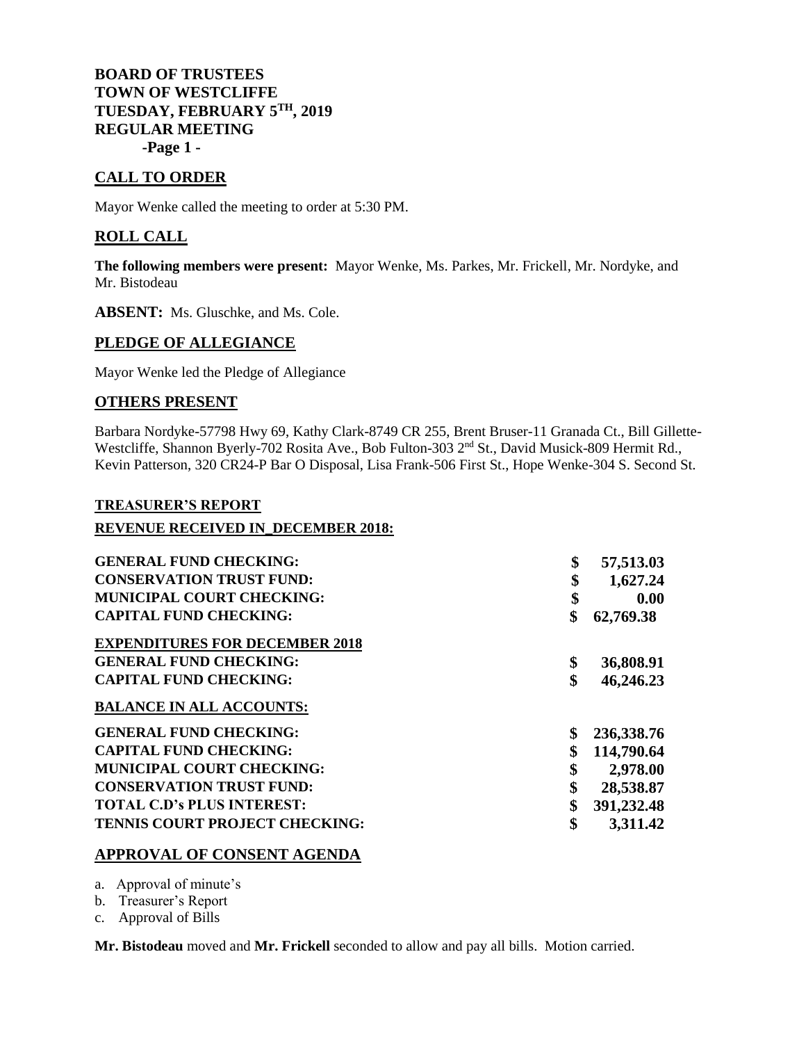**BOARD OF TRUSTEES**
**TOWN OF WESTCLIFFE**
**TUESDAY, FEBRUARY 5TH, 2019**
**REGULAR MEETING**
**-Page 1 -**

## CALL TO ORDER

Mayor Wenke called the meeting to order at 5:30 PM.

## ROLL CALL

**The following members were present:** Mayor Wenke, Ms. Parkes, Mr. Frickell, Mr. Nordyke, and Mr. Bistodeau

**ABSENT:** Ms. Gluschke, and Ms. Cole.

## PLEDGE OF ALLEGIANCE

Mayor Wenke led the Pledge of Allegiance

## OTHERS PRESENT

Barbara Nordyke-57798 Hwy 69, Kathy Clark-8749 CR 255, Brent Bruser-11 Granada Ct., Bill Gillette-Westcliffe, Shannon Byerly-702 Rosita Ave., Bob Fulton-303 2nd St., David Musick-809 Hermit Rd., Kevin Patterson, 320 CR24-P Bar O Disposal, Lisa Frank-506 First St., Hope Wenke-304 S. Second St.

### TREASURER'S REPORT

### REVENUE RECEIVED IN DECEMBER 2018:

| | |
|---|---|
| **GENERAL FUND CHECKING:** | **$ 57,513.03** |
| **CONSERVATION TRUST FUND:** | **$ 1,627.24** |
| **MUNICIPAL COURT CHECKING:** | **$ 0.00** |
| **CAPITAL FUND CHECKING:** | **$ 62,769.38** |
| **EXPENDITURES FOR DECEMBER 2018** | |
| **GENERAL FUND CHECKING:** | **$ 36,808.91** |
| **CAPITAL FUND CHECKING:** | **$ 46,246.23** |
| **BALANCE IN ALL ACCOUNTS:** | |
| **GENERAL FUND CHECKING:** | **$ 236,338.76** |
| **CAPITAL FUND CHECKING:** | **$ 114,790.64** |
| **MUNICIPAL COURT CHECKING:** | **$ 2,978.00** |
| **CONSERVATION TRUST FUND:** | **$ 28,538.87** |
| **TOTAL C.D's PLUS INTEREST:** | **$ 391,232.48** |
| **TENNIS COURT PROJECT CHECKING:** | **$ 3,311.42** |

## APPROVAL OF CONSENT AGENDA

a. Approval of minute's
b. Treasurer's Report
c. Approval of Bills

**Mr. Bistodeau** moved and **Mr. Frickell** seconded to allow and pay all bills. Motion carried.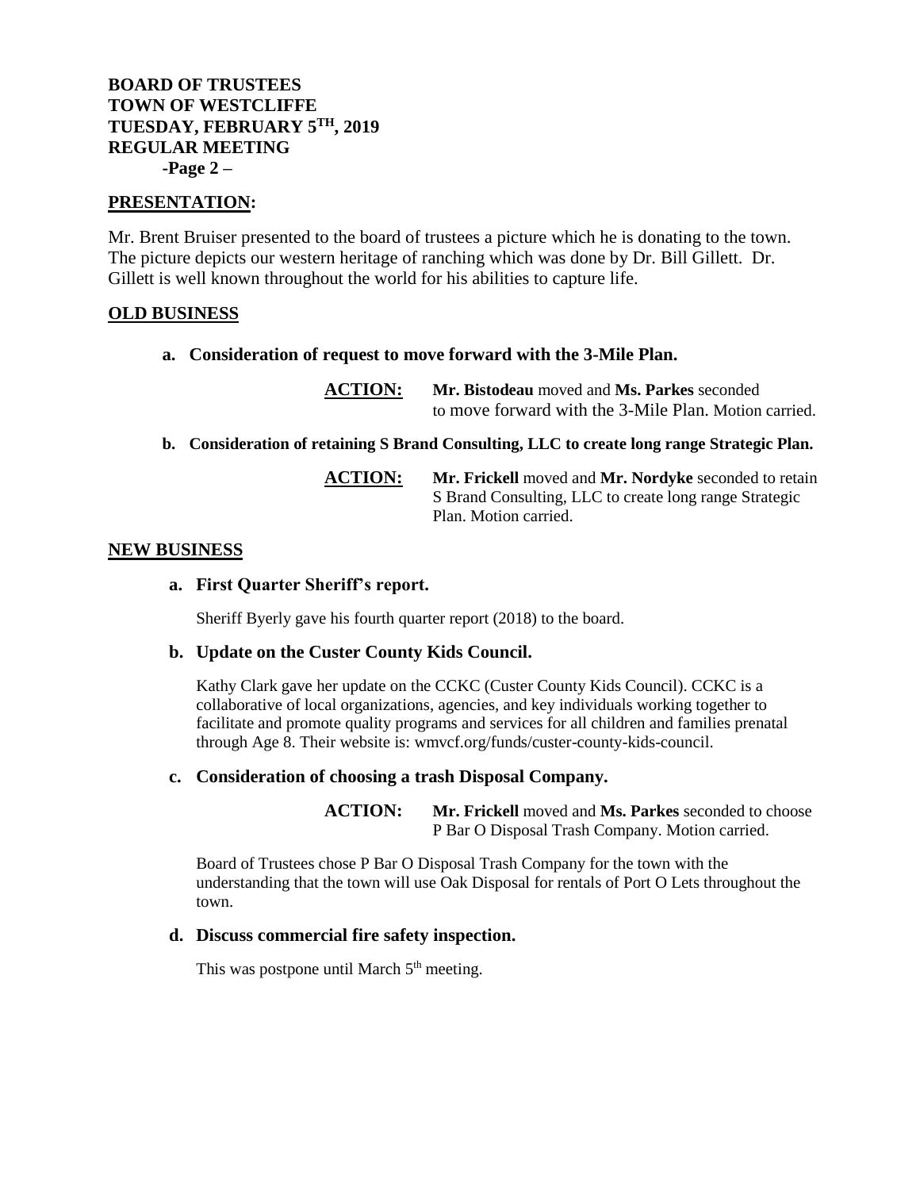**BOARD OF TRUSTEES**
**TOWN OF WESTCLIFFE**
**TUESDAY, FEBRUARY 5TH, 2019**
**REGULAR MEETING**
**-Page 2 –**

## PRESENTATION:

Mr. Brent Bruiser presented to the board of trustees a picture which he is donating to the town. The picture depicts our western heritage of ranching which was done by Dr. Bill Gillett. Dr. Gillett is well known throughout the world for his abilities to capture life.

## OLD BUSINESS

**a. Consideration of request to move forward with the 3-Mile Plan.**

**ACTION:** **Mr. Bistodeau** moved and **Ms. Parkes** seconded to move forward with the 3-Mile Plan. Motion carried.

**b. Consideration of retaining S Brand Consulting, LLC to create long range Strategic Plan.**

**ACTION:** **Mr. Frickell** moved and **Mr. Nordyke** seconded to retain S Brand Consulting, LLC to create long range Strategic Plan. Motion carried.

## NEW BUSINESS

**a. First Quarter Sheriff's report.**

Sheriff Byerly gave his fourth quarter report (2018) to the board.

**b. Update on the Custer County Kids Council.**

Kathy Clark gave her update on the CCKC (Custer County Kids Council). CCKC is a collaborative of local organizations, agencies, and key individuals working together to facilitate and promote quality programs and services for all children and families prenatal through Age 8. Their website is: wmvcf.org/funds/custer-county-kids-council.

**c. Consideration of choosing a trash Disposal Company.**

**ACTION:** **Mr. Frickell** moved and **Ms. Parkes** seconded to choose P Bar O Disposal Trash Company. Motion carried.

Board of Trustees chose P Bar O Disposal Trash Company for the town with the understanding that the town will use Oak Disposal for rentals of Port O Lets throughout the town.

**d. Discuss commercial fire safety inspection.**

This was postpone until March 5th meeting.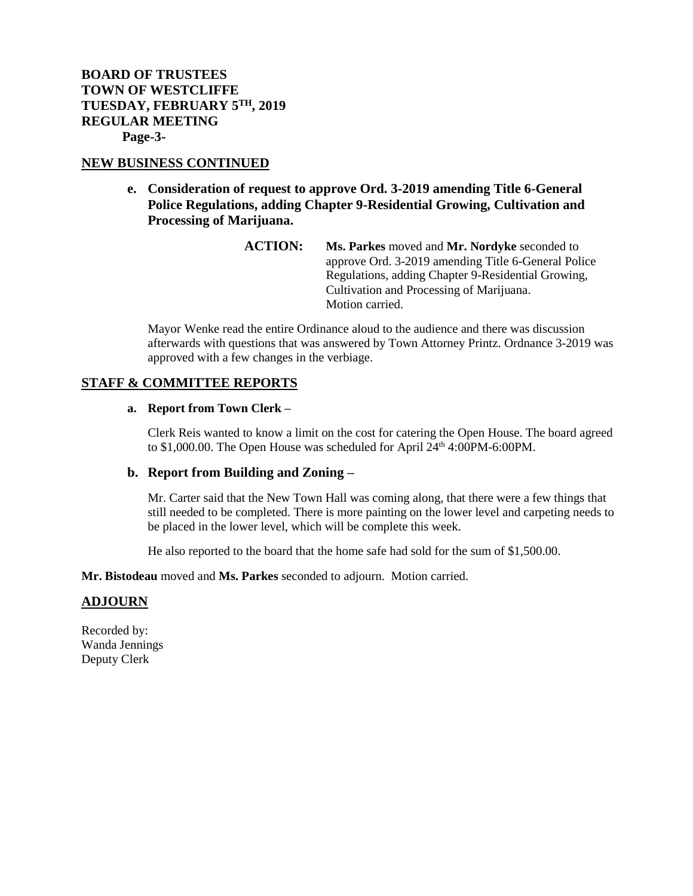**BOARD OF TRUSTEES**
**TOWN OF WESTCLIFFE**
**TUESDAY, FEBRUARY 5TH, 2019**
**REGULAR MEETING**
**Page-3-**

## NEW BUSINESS CONTINUED

**e. Consideration of request to approve Ord. 3-2019 amending Title 6-General Police Regulations, adding Chapter 9-Residential Growing, Cultivation and Processing of Marijuana.**

**ACTION:** **Ms. Parkes** moved and **Mr. Nordyke** seconded to approve Ord. 3-2019 amending Title 6-General Police Regulations, adding Chapter 9-Residential Growing, Cultivation and Processing of Marijuana.
Motion carried.

Mayor Wenke read the entire Ordinance aloud to the audience and there was discussion afterwards with questions that was answered by Town Attorney Printz. Ordnance 3-2019 was approved with a few changes in the verbiage.

## STAFF & COMMITTEE REPORTS

**a. Report from Town Clerk –**

Clerk Reis wanted to know a limit on the cost for catering the Open House. The board agreed to $1,000.00. The Open House was scheduled for April 24th 4:00PM-6:00PM.

**b. Report from Building and Zoning –**

Mr. Carter said that the New Town Hall was coming along, that there were a few things that still needed to be completed. There is more painting on the lower level and carpeting needs to be placed in the lower level, which will be complete this week.

He also reported to the board that the home safe had sold for the sum of $1,500.00.

**Mr. Bistodeau** moved and **Ms. Parkes** seconded to adjourn. Motion carried.

## ADJOURN

Recorded by:
Wanda Jennings
Deputy Clerk